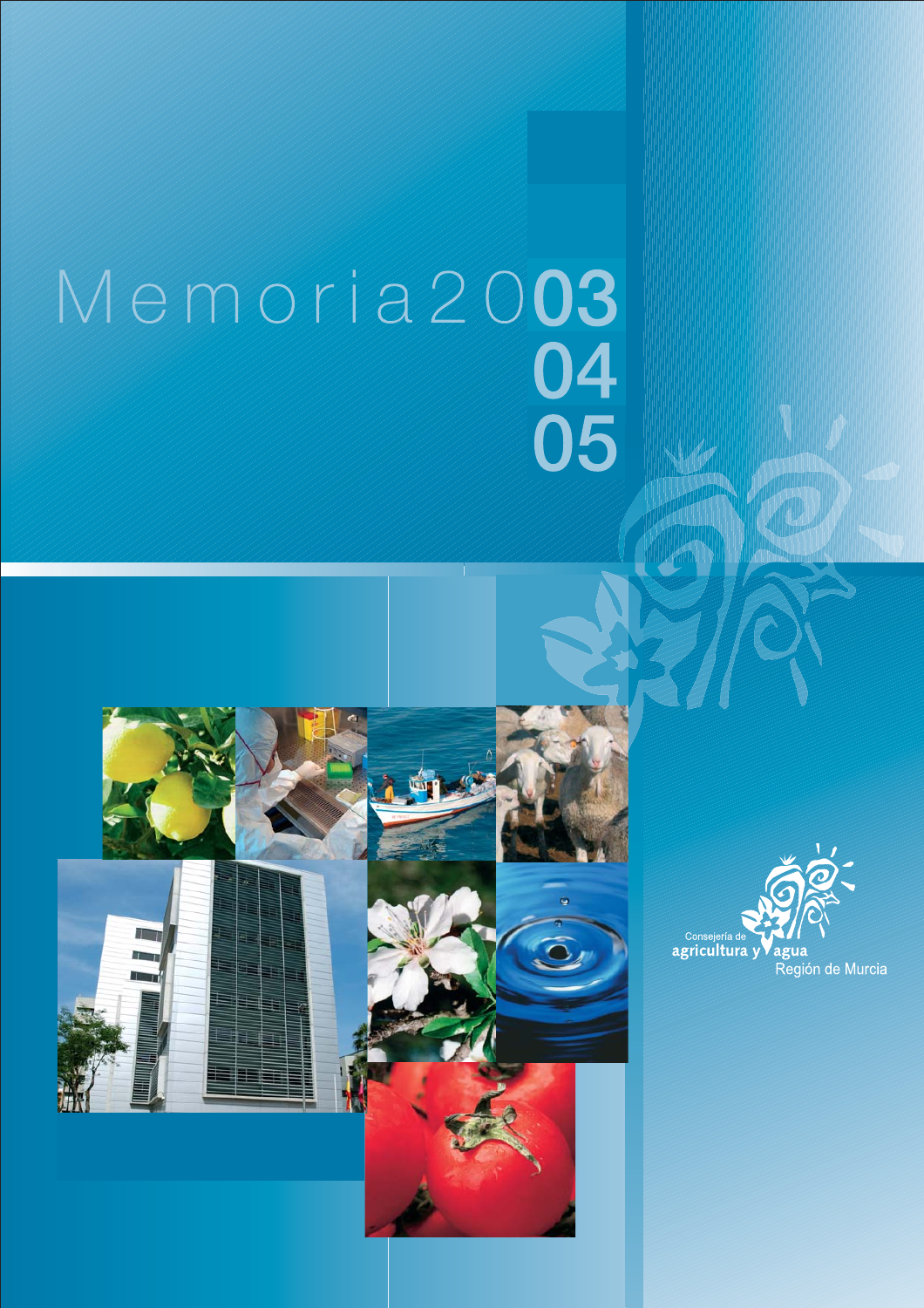# Memoria 2003 04 05

Consejería de
agricultura y agua
Región de Murcia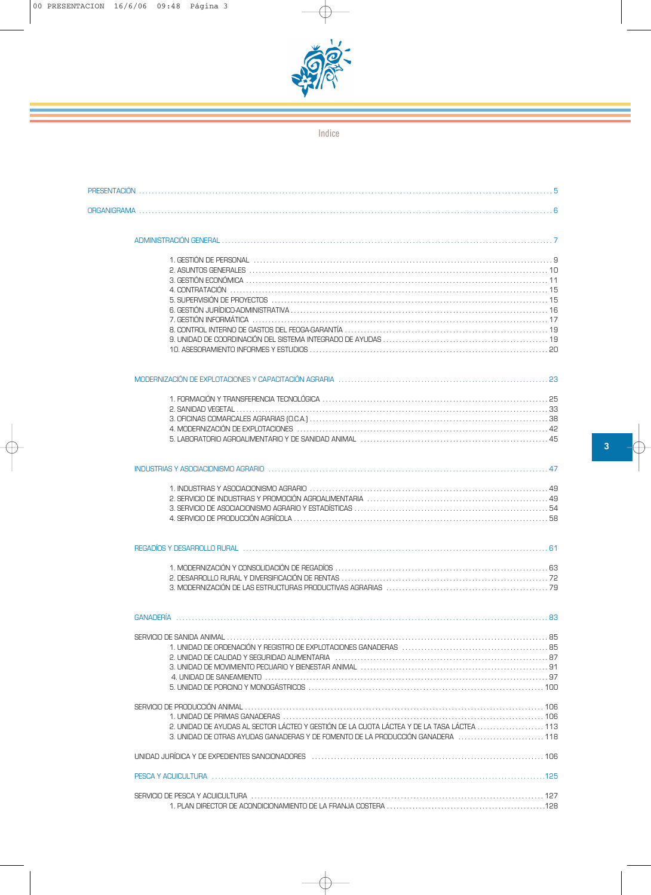# Indice

PRESENTACIÓN ........ 5

ORGANIGRAMA ........ 6

ADMINISTRACIÓN GENERAL ........ 7

1. GESTIÓN DE PERSONAL ........ 9
2. ASUNTOS GENERALES ........ 10
3. GESTIÓN ECONÓMICA ........ 11
4. CONTRATACIÓN ........ 15
5. SUPERVISIÓN DE PROYECTOS ........ 15
6. GESTIÓN JURÍDICO-ADMINISTRATIVA ........ 16
7. GESTIÓN INFORMÁTICA ........ 17
8. CONTROL INTERNO DE GASTOS DEL FEOGA-GARANTÍA ........ 19
9. UNIDAD DE COORDINACIÓN DEL SISTEMA INTEGRADO DE AYUDAS ........ 19
10. ASESORAMIENTO INFORMES Y ESTUDIOS ........ 20

MODERNIZACIÓN DE EXPLOTACIONES Y CAPACITACIÓN AGRARIA ........ 23

1. FORMACIÓN Y TRANSFERENCIA TECNOLÓGICA ........ 25
2. SANIDAD VEGETAL ........ 33
3. OFICINAS COMARCALES AGRARIAS (O.C.A.) ........ 38
4. MODERNIZACIÓN DE EXPLOTACIONES ........ 42
5. LABORATORIO AGROALIMENTARIO Y DE SANIDAD ANIMAL ........ 45

INDUSTRIAS Y ASOCIACIONISMO AGRARIO ........ 47

1. INDUSTRIAS Y ASOCIACIONISMO AGRARIO ........ 49
2. SERVICIO DE INDUSTRIAS Y PROMOCIÓN AGROALIMENTARIA ........ 49
3. SERVICIO DE ASOCIACIONISMO AGRARIO Y ESTADÍSTICAS ........ 54
4. SERVICIO DE PRODUCCIÓN AGRÍCOLA ........ 58

REGADÍOS Y DESARROLLO RURAL ........ 61

1. MODERNIZACIÓN Y CONSOLIDACIÓN DE REGADÍOS ........ 63
2. DESARROLLO RURAL Y DIVERSIFICACIÓN DE RENTAS ........ 72
3. MODERNIZACIÓN DE LAS ESTRUCTURAS PRODUCTIVAS AGRARIAS ........ 79

GANADERÍA ........ 83

SERVICIO DE SANIDA ANIMAL ........ 85

1. UNIDAD DE ORDENACIÓN Y REGISTRO DE EXPLOTACIONES GANADERAS ........ 85
2. UNIDAD DE CALIDAD Y SEGURIDAD ALIMENTARIA ........ 87
3. UNIDAD DE MOVIMIENTO PECUARIO Y BIENESTAR ANIMAL ........ 91
4. UNIDAD DE SANEAMIENTO ........ 97
5. UNIDAD DE PORCINO Y MONOGÁSTRICOS ........ 100

SERVICIO DE PRODUCCIÓN ANIMAL ........ 106

1. UNIDAD DE PRIMAS GANADERAS ........ 106
2. UNIDAD DE AYUDAS AL SECTOR LÁCTEO Y GESTIÓN DE LA CUOTA LÁCTEA Y DE LA TASA LÁCTEA ........ 113
3. UNIDAD DE OTRAS AYUDAS GANADERAS Y DE FOMENTO DE LA PRODUCCIÓN GANADERA ........ 118

UNIDAD JURÍDICA Y DE EXPEDIENTES SANCIONADORES ........ 106

PESCA Y ACUICULTURA ........ 125

SERVICIO DE PESCA Y ACUICULTURA ........ 127

1. PLAN DIRECTOR DE ACONDICIONAMIENTO DE LA FRANJA COSTERA ........ 128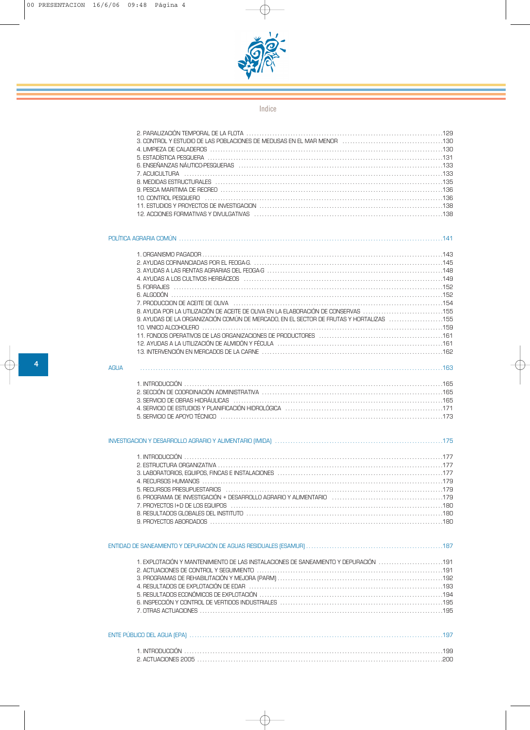## Indice

2. PARALIZACIÓN TEMPORAL DE LA FLOTA .......... 129
3. CONTROL Y ESTUDIO DE LAS POBLACIONES DE MEDUSAS EN EL MAR MENOR .......... 130
4. LIMPIEZA DE CALADEROS .......... 130
5. ESTADÍSTICA PESQUERA .......... 131
6. ENSEÑANZAS NÁUTICO-PESQUERAS .......... 133
7. ACUICULTURA .......... 133
8. MEDIDAS ESTRUCTURALES .......... 135
9. PESCA MARITIMA DE RECREO .......... 136
10. CONTROL PESQUERO .......... 136
11. ESTUDIOS Y PROYECTOS DE INVESTIGACION .......... 138
12. ACCIONES FORMATIVAS Y DIVULGATIVAS .......... 138

POLÍTICA AGRARIA COMÚN .......... 141

1. ORGANISMO PAGADOR .......... 143
2. AYUDAS COFINANCIADAS POR EL FEOGA-G. .......... 145
3. AYUDAS A LAS RENTAS AGRARIAS DEL FEOGA-G .......... 148
4. AYUDAS A LOS CULTIVOS HERBÁCEOS .......... 149
5. FORRAJES .......... 152
6. ALGODÓN .......... 152
7. PRODUCCION DE ACEITE DE OLIVA .......... 154
8. AYUDA POR LA UTILIZACIÓN DE ACEITE DE OLIVA EN LA ELABORACIÓN DE CONSERVAS .......... 155
9. AYUDAS DE LA ORGANIZACIÓN COMÚN DE MERCADO, EN EL SECTOR DE FRUTAS Y HORTALIZAS .......... 155
10. VINICO ALCOHOLERO .......... 159
11. FONDOS OPERATIVOS DE LAS ORGANIZACIONES DE PRODUCTORES .......... 161
12. AYUDAS A LA UTILIZACIÓN DE ALMIDÓN Y FÉCULA .......... 161
13. INTERVENCIÓN EN MERCADOS DE LA CARNE .......... 162

AGUA .......... 163

1. INTRODUCCIÓN .......... 165
2. SECCIÓN DE COORDINACIÓN ADMINISTRATIVA .......... 165
3. SERVICIO DE OBRAS HIDRÁULICAS .......... 165
4. SERVICIO DE ESTUDIOS Y PLANIFICACIÓN HIDROLÓGICA .......... 171
5. SERVICIO DE APOYO TÉCNICO .......... 173

INVESTIGACION Y DESARROLLO AGRARIO Y ALIMENTARIO (IMIDA) .......... 175

1. INTRODUCCIÓN .......... 177
2. ESTRUCTURA ORGANIZATIVA .......... 177
3. LABORATORIOS, EQUIPOS, FINCAS E INSTALACIONES .......... 177
4. RECURSOS HUMANOS .......... 179
5. RECURSOS PRESUPUESTARIOS .......... 179
6. PROGRAMA DE INVESTIGACIÓN + DESARROLLO AGRARIO Y ALIMENTARIO .......... 179
7. PROYECTOS I+D DE LOS EQUIPOS .......... 180
8. RESULTADOS GLOBALES DEL INSTITUTO .......... 180
9. PROYECTOS ABORDADOS .......... 180

ENTIDAD DE SANEAMIENTO Y DEPURACIÓN DE AGUAS RESIDUALES (ESAMUR) .......... 187

1. EXPLOTACIÓN Y MANTENIMIENTO DE LAS INSTALACIONES DE SANEAMIENTO Y DEPURACIÓN .......... 191
2. ACTUACIONES DE CONTROL Y SEGUIMIENTO .......... 191
3. PROGRAMAS DE REHABILITACIÓN Y MEJORA (PARM) .......... 192
4. RESULTADOS DE EXPLOTACIÓN DE EDAR .......... 193
5. RESULTADOS ECONÓMICOS DE EXPLOTACIÓN .......... 194
6. INSPECCIÓN Y CONTROL DE VERTIDOS INDUSTRIALES .......... 195
7. OTRAS ACTUACIONES .......... 195

ENTE PÚBLICO DEL AGUA (EPA) .......... 197

1. INTRODUCCIÓN .......... 199
2. ACTUACIONES 2005 .......... 200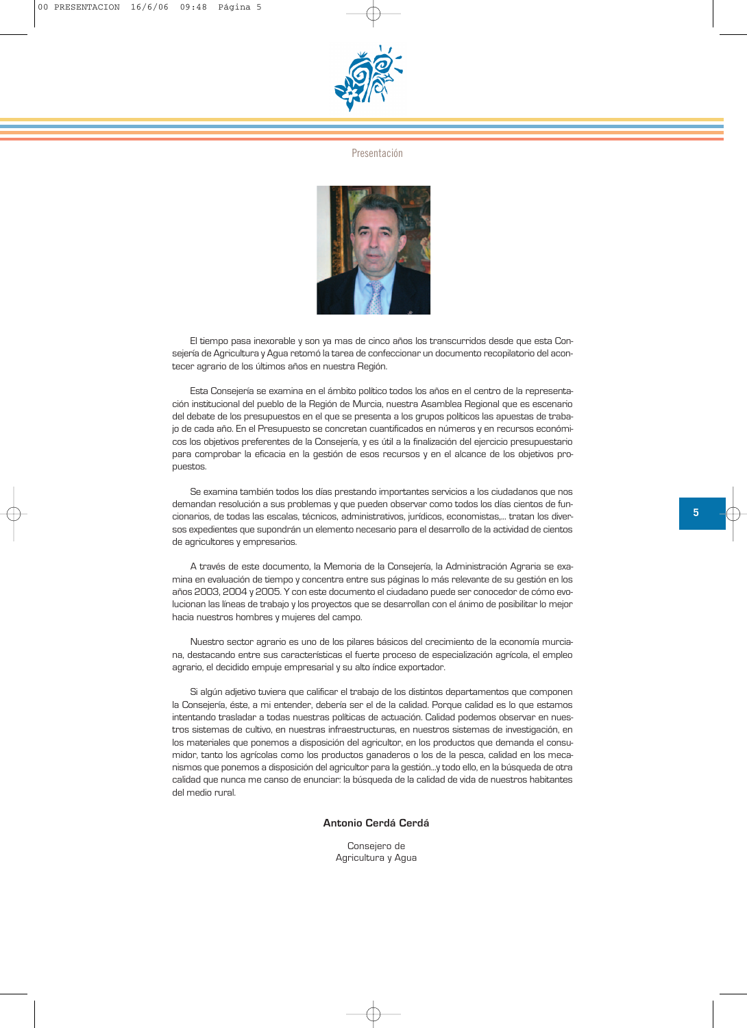## Presentación

El tiempo pasa inexorable y son ya mas de cinco años los transcurridos desde que esta Consejería de Agricultura y Agua retomó la tarea de confeccionar un documento recopilatorio del acontecer agrario de los últimos años en nuestra Región.

Esta Consejería se examina en el ámbito político todos los años en el centro de la representación institucional del pueblo de la Región de Murcia, nuestra Asamblea Regional que es escenario del debate de los presupuestos en el que se presenta a los grupos políticos las apuestas de trabajo de cada año. En el Presupuesto se concretan cuantificados en números y en recursos económicos los objetivos preferentes de la Consejería, y es útil a la finalización del ejercicio presupuestario para comprobar la eficacia en la gestión de esos recursos y en el alcance de los objetivos propuestos.

Se examina también todos los días prestando importantes servicios a los ciudadanos que nos demandan resolución a sus problemas y que pueden observar como todos los días cientos de funcionarios, de todas las escalas, técnicos, administrativos, jurídicos, economistas,... tratan los diversos expedientes que supondrán un elemento necesario para el desarrollo de la actividad de cientos de agricultores y empresarios.

A través de este documento, la Memoria de la Consejería, la Administración Agraria se examina en evaluación de tiempo y concentra entre sus páginas lo más relevante de su gestión en los años 2003, 2004 y 2005. Y con este documento el ciudadano puede ser conocedor de cómo evolucionan las líneas de trabajo y los proyectos que se desarrollan con el ánimo de posibilitar lo mejor hacia nuestros hombres y mujeres del campo.

Nuestro sector agrario es uno de los pilares básicos del crecimiento de la economía murciana, destacando entre sus características el fuerte proceso de especialización agrícola, el empleo agrario, el decidido empuje empresarial y su alto índice exportador.

Si algún adjetivo tuviera que calificar el trabajo de los distintos departamentos que componen la Consejería, éste, a mi entender, debería ser el de la calidad. Porque calidad es lo que estamos intentando trasladar a todas nuestras políticas de actuación. Calidad podemos observar en nuestros sistemas de cultivo, en nuestras infraestructuras, en nuestros sistemas de investigación, en los materiales que ponemos a disposición del agricultor, en los productos que demanda el consumidor, tanto los agrícolas como los productos ganaderos o los de la pesca, calidad en los mecanismos que ponemos a disposición del agricultor para la gestión...y todo ello, en la búsqueda de otra calidad que nunca me canso de enunciar: la búsqueda de la calidad de vida de nuestros habitantes del medio rural.

**Antonio Cerdá Cerdá**

Consejero de
Agricultura y Agua